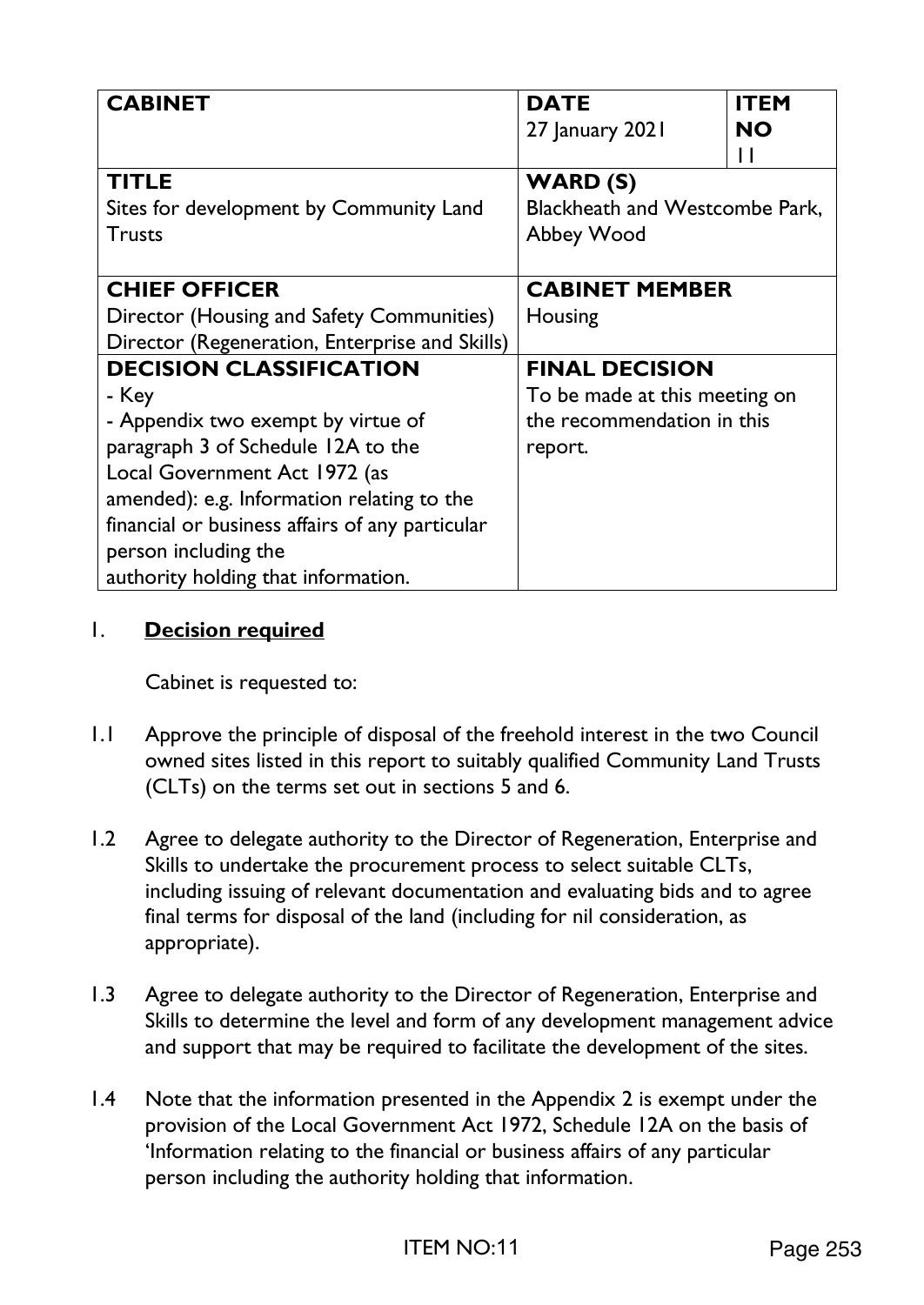| CABINET | DATE<br>27 January 2021 | ITEM NO<br>11 |
|---|---|---|
| **TITLE**<br>Sites for development by Community Land Trusts | **WARD (S)**<br>Blackheath and Westcombe Park, Abbey Wood | |
| **CHIEF OFFICER**<br>Director (Housing and Safety Communities)<br>Director (Regeneration, Enterprise and Skills) | **CABINET MEMBER**<br>Housing | |
| **DECISION CLASSIFICATION**<br>- Key<br>- Appendix two exempt by virtue of paragraph 3 of Schedule 12A to the Local Government Act 1972 (as amended): e.g. Information relating to the financial or business affairs of any particular person including the authority holding that information. | **FINAL DECISION**<br>To be made at this meeting on the recommendation in this report. | |

## 1. **Decision required**

Cabinet is requested to:

1.1 Approve the principle of disposal of the freehold interest in the two Council owned sites listed in this report to suitably qualified Community Land Trusts (CLTs) on the terms set out in sections 5 and 6.

1.2 Agree to delegate authority to the Director of Regeneration, Enterprise and Skills to undertake the procurement process to select suitable CLTs, including issuing of relevant documentation and evaluating bids and to agree final terms for disposal of the land (including for nil consideration, as appropriate).

1.3 Agree to delegate authority to the Director of Regeneration, Enterprise and Skills to determine the level and form of any development management advice and support that may be required to facilitate the development of the sites.

1.4 Note that the information presented in the Appendix 2 is exempt under the provision of the Local Government Act 1972, Schedule 12A on the basis of 'Information relating to the financial or business affairs of any particular person including the authority holding that information.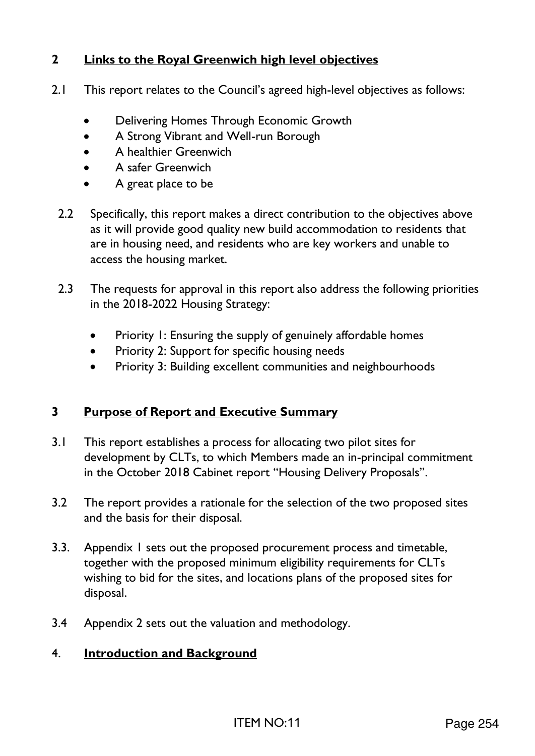## 2 Links to the Royal Greenwich high level objectives

2.1 This report relates to the Council's agreed high-level objectives as follows:

- Delivering Homes Through Economic Growth
- A Strong Vibrant and Well-run Borough
- A healthier Greenwich
- A safer Greenwich
- A great place to be

2.2 Specifically, this report makes a direct contribution to the objectives above as it will provide good quality new build accommodation to residents that are in housing need, and residents who are key workers and unable to access the housing market.

2.3 The requests for approval in this report also address the following priorities in the 2018-2022 Housing Strategy:

- Priority 1: Ensuring the supply of genuinely affordable homes
- Priority 2: Support for specific housing needs
- Priority 3: Building excellent communities and neighbourhoods

## 3 Purpose of Report and Executive Summary

3.1 This report establishes a process for allocating two pilot sites for development by CLTs, to which Members made an in-principal commitment in the October 2018 Cabinet report "Housing Delivery Proposals".

3.2 The report provides a rationale for the selection of the two proposed sites and the basis for their disposal.

3.3. Appendix 1 sets out the proposed procurement process and timetable, together with the proposed minimum eligibility requirements for CLTs wishing to bid for the sites, and locations plans of the proposed sites for disposal.

3.4 Appendix 2 sets out the valuation and methodology.

## 4. Introduction and Background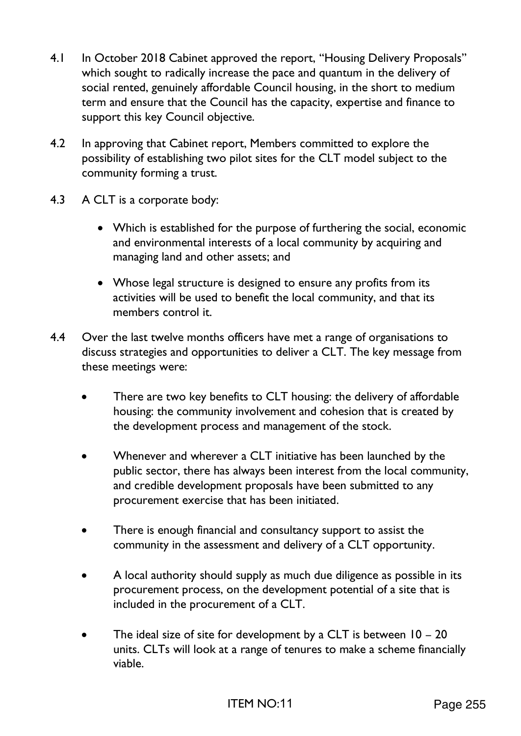4.1 In October 2018 Cabinet approved the report, "Housing Delivery Proposals" which sought to radically increase the pace and quantum in the delivery of social rented, genuinely affordable Council housing, in the short to medium term and ensure that the Council has the capacity, expertise and finance to support this key Council objective.

4.2 In approving that Cabinet report, Members committed to explore the possibility of establishing two pilot sites for the CLT model subject to the community forming a trust.

4.3 A CLT is a corporate body:

- Which is established for the purpose of furthering the social, economic and environmental interests of a local community by acquiring and managing land and other assets; and
- Whose legal structure is designed to ensure any profits from its activities will be used to benefit the local community, and that its members control it.

4.4 Over the last twelve months officers have met a range of organisations to discuss strategies and opportunities to deliver a CLT. The key message from these meetings were:

- There are two key benefits to CLT housing: the delivery of affordable housing: the community involvement and cohesion that is created by the development process and management of the stock.
- Whenever and wherever a CLT initiative has been launched by the public sector, there has always been interest from the local community, and credible development proposals have been submitted to any procurement exercise that has been initiated.
- There is enough financial and consultancy support to assist the community in the assessment and delivery of a CLT opportunity.
- A local authority should supply as much due diligence as possible in its procurement process, on the development potential of a site that is included in the procurement of a CLT.
- The ideal size of site for development by a CLT is between 10 – 20 units. CLTs will look at a range of tenures to make a scheme financially viable.

ITEM NO:11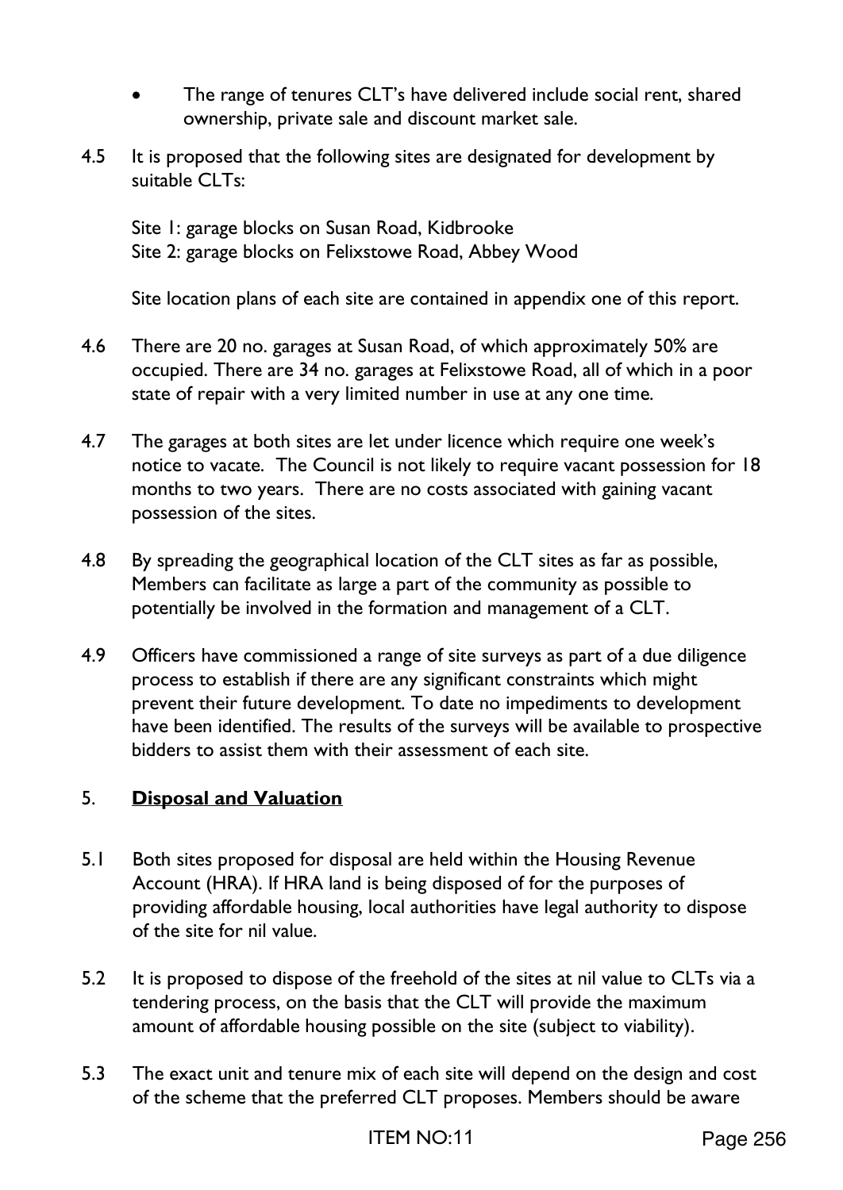- The range of tenures CLT's have delivered include social rent, shared ownership, private sale and discount market sale.

4.5 It is proposed that the following sites are designated for development by suitable CLTs:

Site 1: garage blocks on Susan Road, Kidbrooke
Site 2: garage blocks on Felixstowe Road, Abbey Wood

Site location plans of each site are contained in appendix one of this report.

4.6 There are 20 no. garages at Susan Road, of which approximately 50% are occupied. There are 34 no. garages at Felixstowe Road, all of which in a poor state of repair with a very limited number in use at any one time.

4.7 The garages at both sites are let under licence which require one week's notice to vacate. The Council is not likely to require vacant possession for 18 months to two years. There are no costs associated with gaining vacant possession of the sites.

4.8 By spreading the geographical location of the CLT sites as far as possible, Members can facilitate as large a part of the community as possible to potentially be involved in the formation and management of a CLT.

4.9 Officers have commissioned a range of site surveys as part of a due diligence process to establish if there are any significant constraints which might prevent their future development. To date no impediments to development have been identified. The results of the surveys will be available to prospective bidders to assist them with their assessment of each site.

## 5. **Disposal and Valuation**

5.1 Both sites proposed for disposal are held within the Housing Revenue Account (HRA). If HRA land is being disposed of for the purposes of providing affordable housing, local authorities have legal authority to dispose of the site for nil value.

5.2 It is proposed to dispose of the freehold of the sites at nil value to CLTs via a tendering process, on the basis that the CLT will provide the maximum amount of affordable housing possible on the site (subject to viability).

5.3 The exact unit and tenure mix of each site will depend on the design and cost of the scheme that the preferred CLT proposes. Members should be aware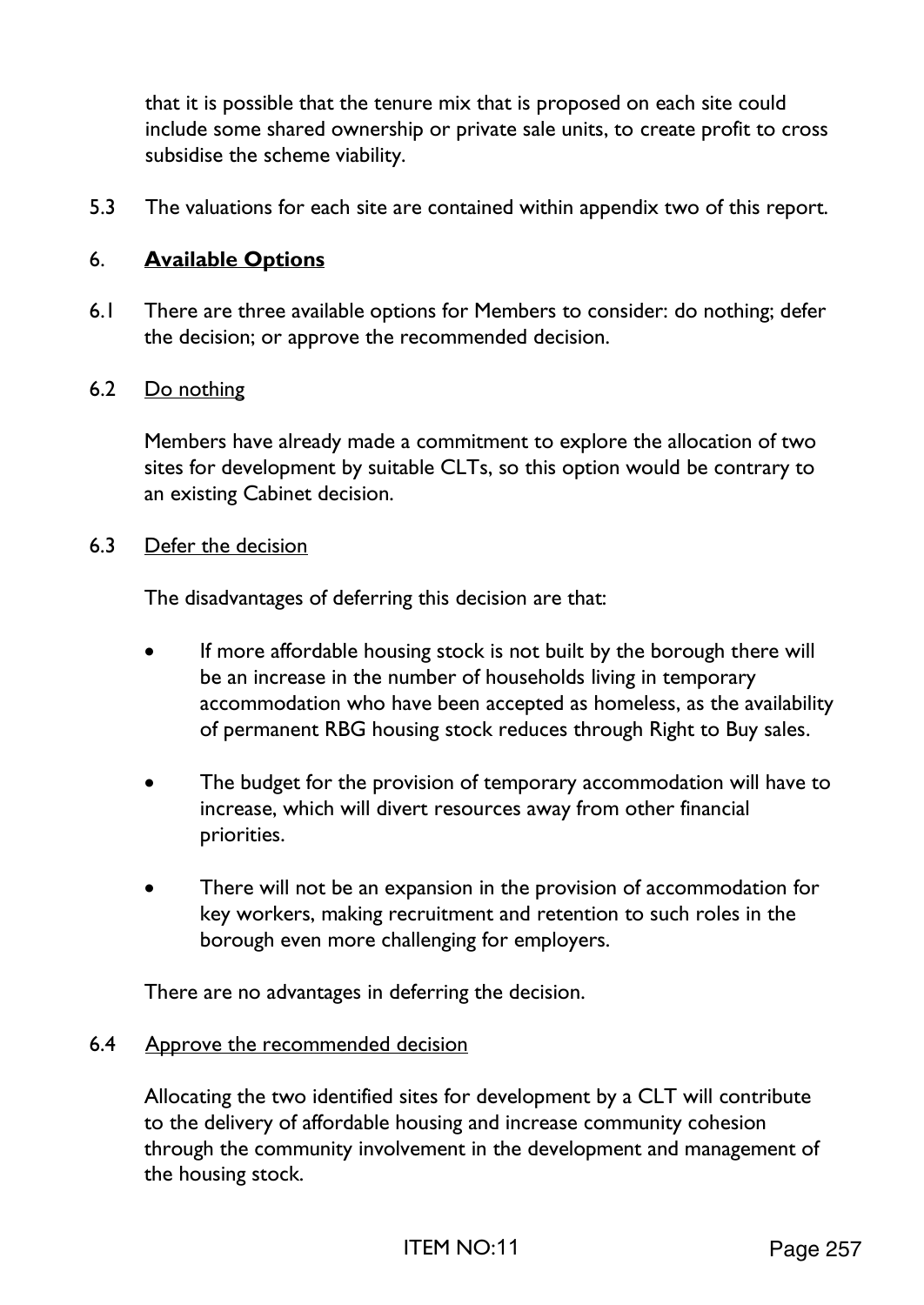that it is possible that the tenure mix that is proposed on each site could include some shared ownership or private sale units, to create profit to cross subsidise the scheme viability.

5.3 The valuations for each site are contained within appendix two of this report.

## 6. **Available Options**

6.1 There are three available options for Members to consider: do nothing; defer the decision; or approve the recommended decision.

6.2 Do nothing

Members have already made a commitment to explore the allocation of two sites for development by suitable CLTs, so this option would be contrary to an existing Cabinet decision.

6.3 Defer the decision

The disadvantages of deferring this decision are that:

- If more affordable housing stock is not built by the borough there will be an increase in the number of households living in temporary accommodation who have been accepted as homeless, as the availability of permanent RBG housing stock reduces through Right to Buy sales.

- The budget for the provision of temporary accommodation will have to increase, which will divert resources away from other financial priorities.

- There will not be an expansion in the provision of accommodation for key workers, making recruitment and retention to such roles in the borough even more challenging for employers.

There are no advantages in deferring the decision.

6.4 Approve the recommended decision

Allocating the two identified sites for development by a CLT will contribute to the delivery of affordable housing and increase community cohesion through the community involvement in the development and management of the housing stock.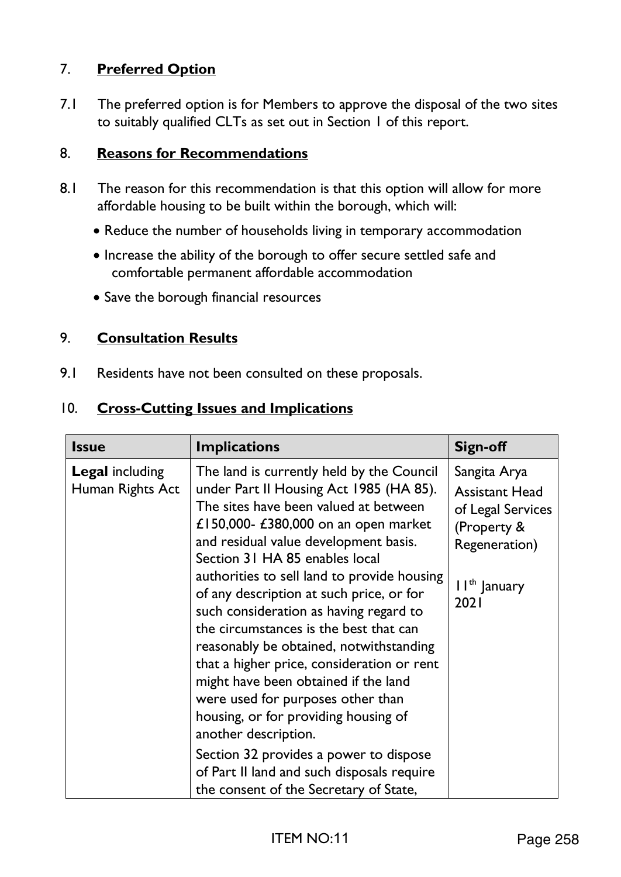## 7. **Preferred Option**

7.1 The preferred option is for Members to approve the disposal of the two sites to suitably qualified CLTs as set out in Section 1 of this report.

## 8. **Reasons for Recommendations**

8.1 The reason for this recommendation is that this option will allow for more affordable housing to be built within the borough, which will:

- Reduce the number of households living in temporary accommodation
- Increase the ability of the borough to offer secure settled safe and comfortable permanent affordable accommodation
- Save the borough financial resources

## 9. **Consultation Results**

9.1 Residents have not been consulted on these proposals.

## 10. **Cross-Cutting Issues and Implications**

| Issue | Implications | Sign-off |
|---|---|---|
| **Legal** including Human Rights Act | The land is currently held by the Council under Part II Housing Act 1985 (HA 85). The sites have been valued at between £150,000- £380,000 on an open market and residual value development basis. Section 31 HA 85 enables local authorities to sell land to provide housing of any description at such price, or for such consideration as having regard to the circumstances is the best that can reasonably be obtained, notwithstanding that a higher price, consideration or rent might have been obtained if the land were used for purposes other than housing, or for providing housing of another description.<br><br>Section 32 provides a power to dispose of Part II land and such disposals require the consent of the Secretary of State, | Sangita Arya<br>Assistant Head of Legal Services (Property & Regeneration)<br><br>11th January 2021 |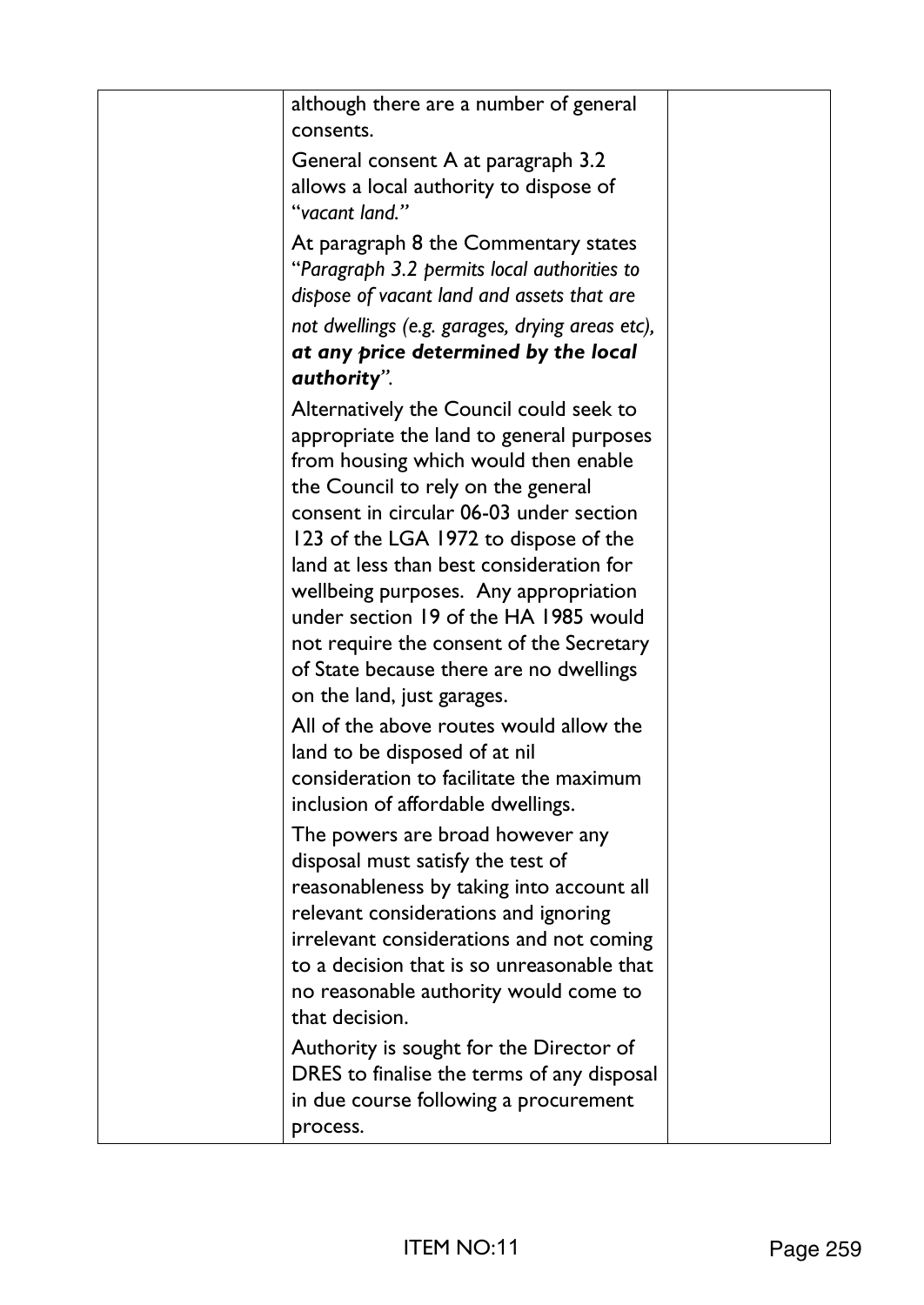| | although there are a number of general consents.<br><br>General consent A at paragraph 3.2 allows a local authority to dispose of "*vacant land.*"<br><br>At paragraph 8 the Commentary states "*Paragraph 3.2 permits local authorities to dispose of vacant land and assets that are not dwellings (e.g. garages, drying areas etc),* ***at any price determined by the local authority***".<br><br>Alternatively the Council could seek to appropriate the land to general purposes from housing which would then enable the Council to rely on the general consent in circular 06-03 under section 123 of the LGA 1972 to dispose of the land at less than best consideration for wellbeing purposes. Any appropriation under section 19 of the HA 1985 would not require the consent of the Secretary of State because there are no dwellings on the land, just garages.<br><br>All of the above routes would allow the land to be disposed of at nil consideration to facilitate the maximum inclusion of affordable dwellings.<br><br>The powers are broad however any disposal must satisfy the test of reasonableness by taking into account all relevant considerations and ignoring irrelevant considerations and not coming to a decision that is so unreasonable that no reasonable authority would come to that decision.<br><br>Authority is sought for the Director of DRES to finalise the terms of any disposal in due course following a procurement process. | |
|---|---|---|

ITEM NO:11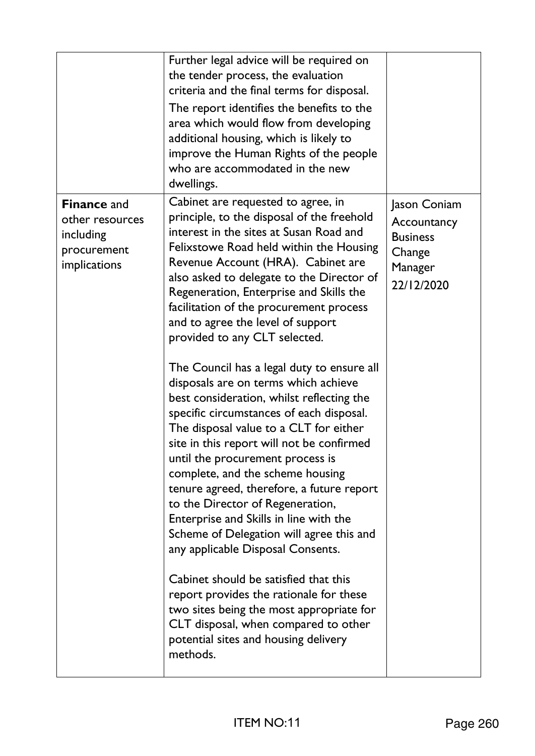| | | |
|---|---|---|
| | Further legal advice will be required on the tender process, the evaluation criteria and the final terms for disposal.<br><br>The report identifies the benefits to the area which would flow from developing additional housing, which is likely to improve the Human Rights of the people who are accommodated in the new dwellings. | |
| **Finance** and other resources including procurement implications | Cabinet are requested to agree, in principle, to the disposal of the freehold interest in the sites at Susan Road and Felixstowe Road held within the Housing Revenue Account (HRA). Cabinet are also asked to delegate to the Director of Regeneration, Enterprise and Skills the facilitation of the procurement process and to agree the level of support provided to any CLT selected.<br><br>The Council has a legal duty to ensure all disposals are on terms which achieve best consideration, whilst reflecting the specific circumstances of each disposal. The disposal value to a CLT for either site in this report will not be confirmed until the procurement process is complete, and the scheme housing tenure agreed, therefore, a future report to the Director of Regeneration, Enterprise and Skills in line with the Scheme of Delegation will agree this and any applicable Disposal Consents.<br><br>Cabinet should be satisfied that this report provides the rationale for these two sites being the most appropriate for CLT disposal, when compared to other potential sites and housing delivery methods. | Jason Coniam<br>Accountancy Business Change Manager<br>22/12/2020 |

ITEM NO:11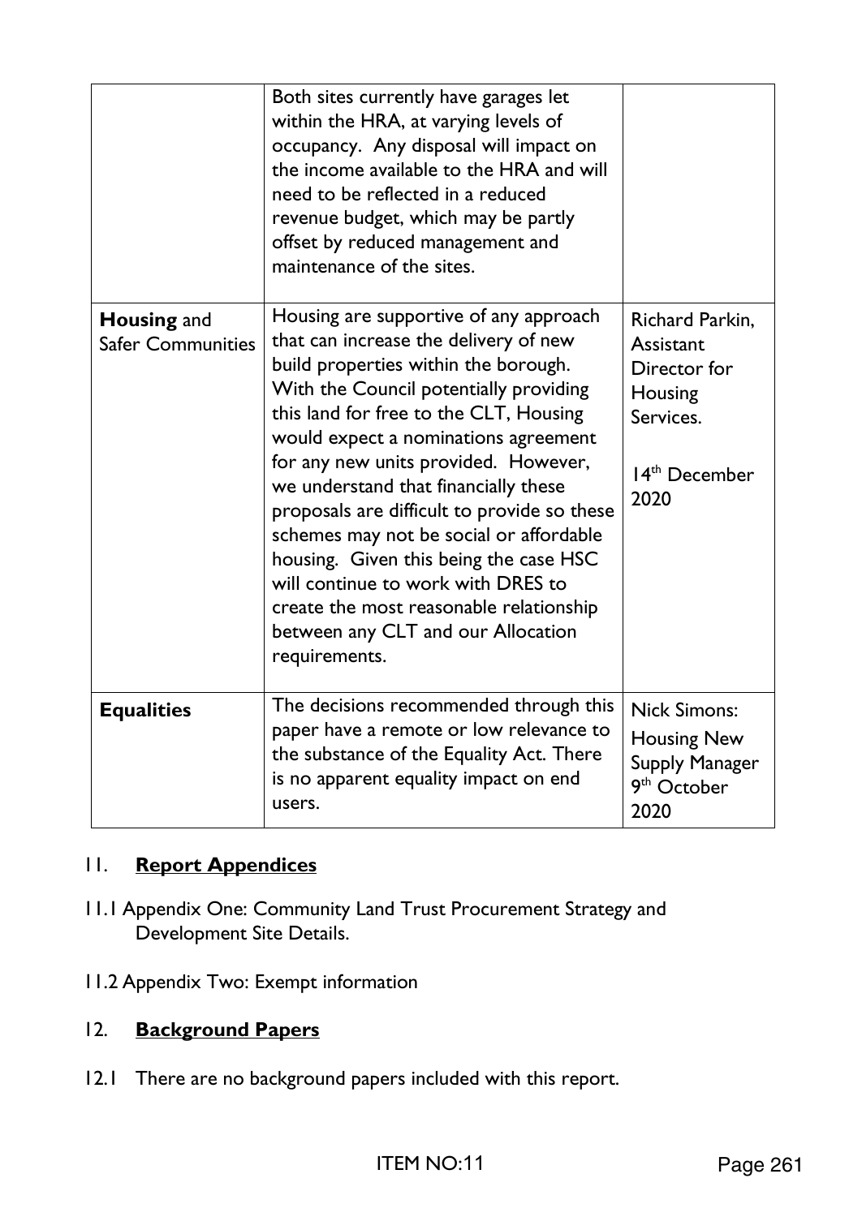| | | |
|---|---|---|
| | Both sites currently have garages let within the HRA, at varying levels of occupancy. Any disposal will impact on the income available to the HRA and will need to be reflected in a reduced revenue budget, which may be partly offset by reduced management and maintenance of the sites. | |
| **Housing** and Safer Communities | Housing are supportive of any approach that can increase the delivery of new build properties within the borough. With the Council potentially providing this land for free to the CLT, Housing would expect a nominations agreement for any new units provided. However, we understand that financially these proposals are difficult to provide so these schemes may not be social or affordable housing. Given this being the case HSC will continue to work with DRES to create the most reasonable relationship between any CLT and our Allocation requirements. | Richard Parkin, Assistant Director for Housing Services. 14th December 2020 |
| **Equalities** | The decisions recommended through this paper have a remote or low relevance to the substance of the Equality Act. There is no apparent equality impact on end users. | Nick Simons: Housing New Supply Manager 9th October 2020 |

## 11. **Report Appendices**

11.1 Appendix One: Community Land Trust Procurement Strategy and Development Site Details.

11.2 Appendix Two: Exempt information

## 12. **Background Papers**

12.1 There are no background papers included with this report.

ITEM NO:11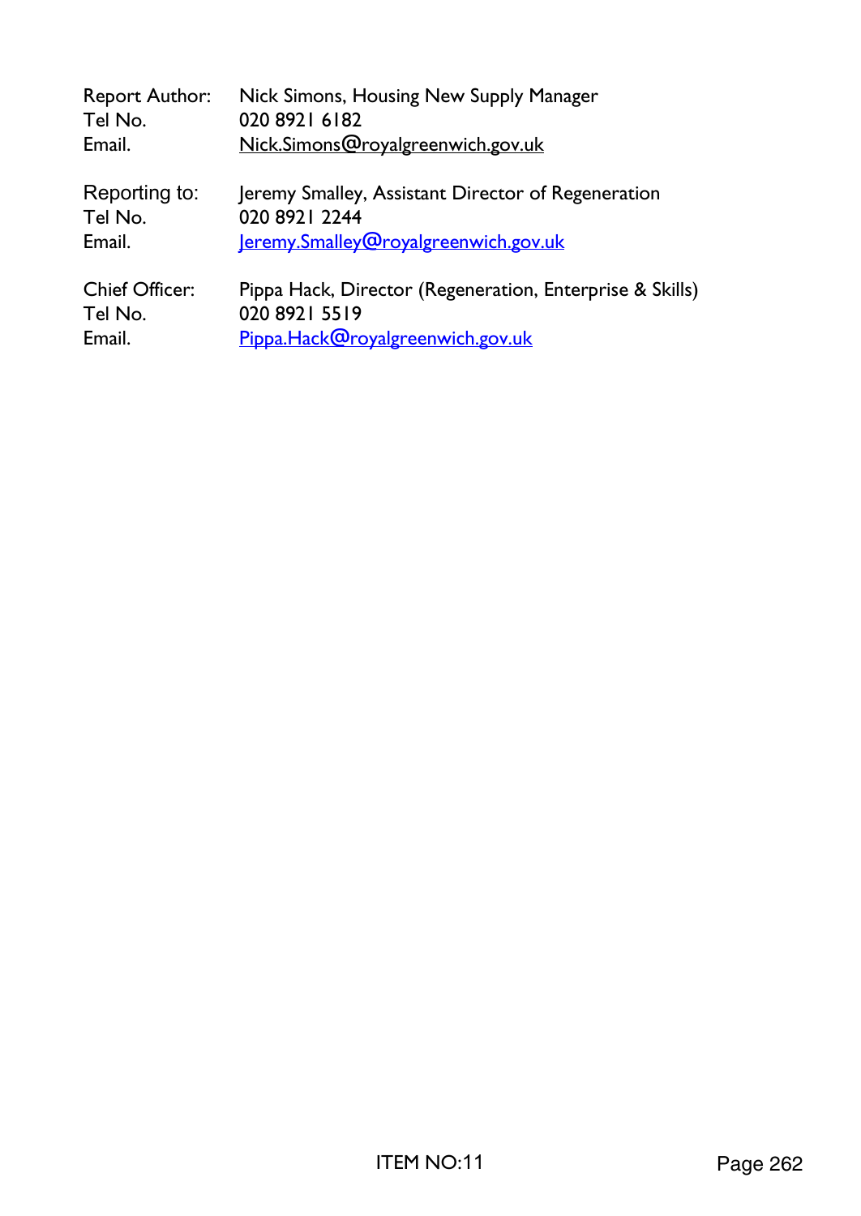Report Author: Nick Simons, Housing New Supply Manager
Tel No. 020 8921 6182
Email. Nick.Simons@royalgreenwich.gov.uk

Reporting to: Jeremy Smalley, Assistant Director of Regeneration
Tel No. 020 8921 2244
Email. Jeremy.Smalley@royalgreenwich.gov.uk

Chief Officer: Pippa Hack, Director (Regeneration, Enterprise & Skills)
Tel No. 020 8921 5519
Email. Pippa.Hack@royalgreenwich.gov.uk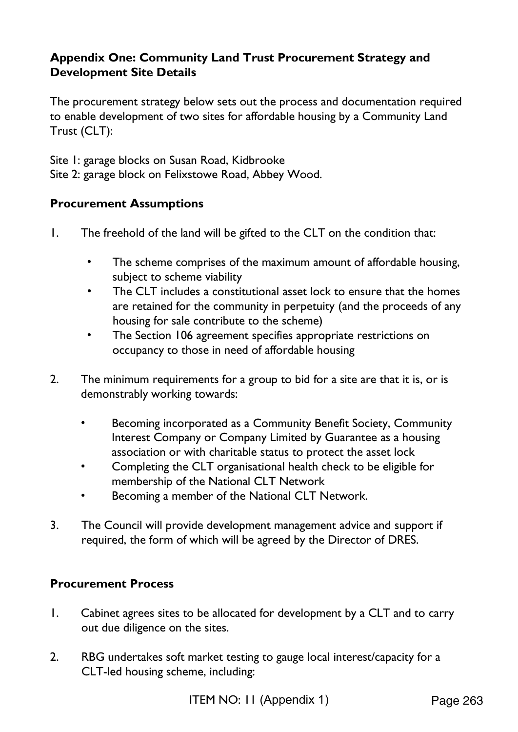**Appendix One: Community Land Trust Procurement Strategy and Development Site Details**

The procurement strategy below sets out the process and documentation required to enable development of two sites for affordable housing by a Community Land Trust (CLT):

Site 1: garage blocks on Susan Road, Kidbrooke
Site 2: garage block on Felixstowe Road, Abbey Wood.

**Procurement Assumptions**

1. The freehold of the land will be gifted to the CLT on the condition that:
   - The scheme comprises of the maximum amount of affordable housing, subject to scheme viability
   - The CLT includes a constitutional asset lock to ensure that the homes are retained for the community in perpetuity (and the proceeds of any housing for sale contribute to the scheme)
   - The Section 106 agreement specifies appropriate restrictions on occupancy to those in need of affordable housing

2. The minimum requirements for a group to bid for a site are that it is, or is demonstrably working towards:
   - Becoming incorporated as a Community Benefit Society, Community Interest Company or Company Limited by Guarantee as a housing association or with charitable status to protect the asset lock
   - Completing the CLT organisational health check to be eligible for membership of the National CLT Network
   - Becoming a member of the National CLT Network.

3. The Council will provide development management advice and support if required, the form of which will be agreed by the Director of DRES.

**Procurement Process**

1. Cabinet agrees sites to be allocated for development by a CLT and to carry out due diligence on the sites.

2. RBG undertakes soft market testing to gauge local interest/capacity for a CLT-led housing scheme, including: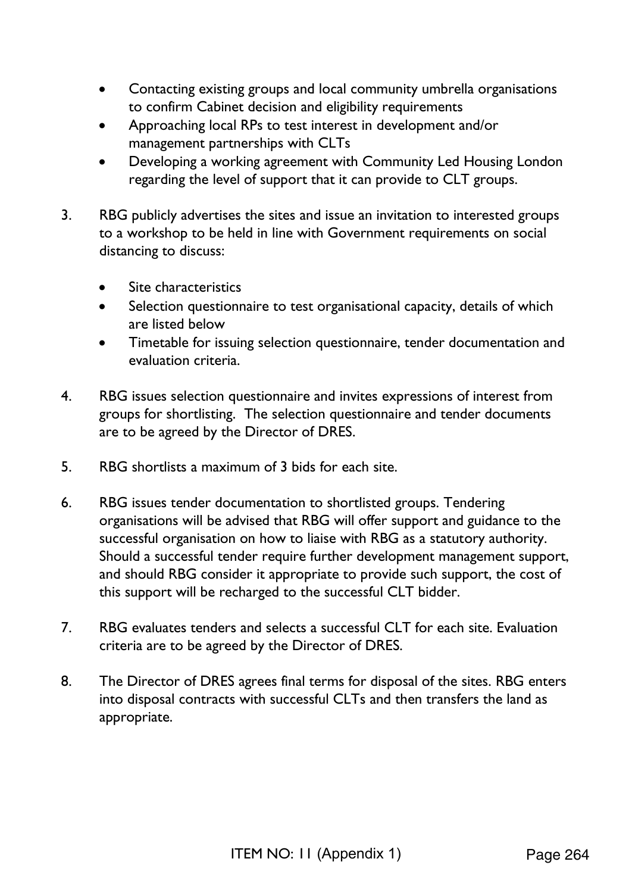- Contacting existing groups and local community umbrella organisations to confirm Cabinet decision and eligibility requirements
- Approaching local RPs to test interest in development and/or management partnerships with CLTs
- Developing a working agreement with Community Led Housing London regarding the level of support that it can provide to CLT groups.

3. RBG publicly advertises the sites and issue an invitation to interested groups to a workshop to be held in line with Government requirements on social distancing to discuss:

   - Site characteristics
   - Selection questionnaire to test organisational capacity, details of which are listed below
   - Timetable for issuing selection questionnaire, tender documentation and evaluation criteria.

4. RBG issues selection questionnaire and invites expressions of interest from groups for shortlisting. The selection questionnaire and tender documents are to be agreed by the Director of DRES.

5. RBG shortlists a maximum of 3 bids for each site.

6. RBG issues tender documentation to shortlisted groups. Tendering organisations will be advised that RBG will offer support and guidance to the successful organisation on how to liaise with RBG as a statutory authority. Should a successful tender require further development management support, and should RBG consider it appropriate to provide such support, the cost of this support will be recharged to the successful CLT bidder.

7. RBG evaluates tenders and selects a successful CLT for each site. Evaluation criteria are to be agreed by the Director of DRES.

8. The Director of DRES agrees final terms for disposal of the sites. RBG enters into disposal contracts with successful CLTs and then transfers the land as appropriate.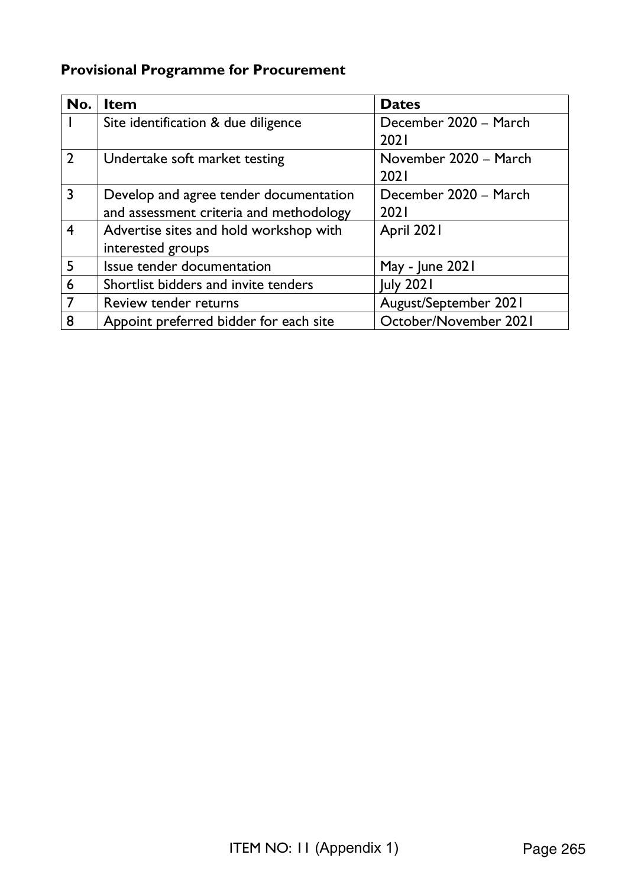**Provisional Programme for Procurement**

| No. | Item | Dates |
|---|---|---|
| 1 | Site identification & due diligence | December 2020 – March 2021 |
| 2 | Undertake soft market testing | November 2020 – March 2021 |
| 3 | Develop and agree tender documentation and assessment criteria and methodology | December 2020 – March 2021 |
| 4 | Advertise sites and hold workshop with interested groups | April 2021 |
| 5 | Issue tender documentation | May - June 2021 |
| 6 | Shortlist bidders and invite tenders | July 2021 |
| 7 | Review tender returns | August/September 2021 |
| 8 | Appoint preferred bidder for each site | October/November 2021 |

ITEM NO: 11 (Appendix 1)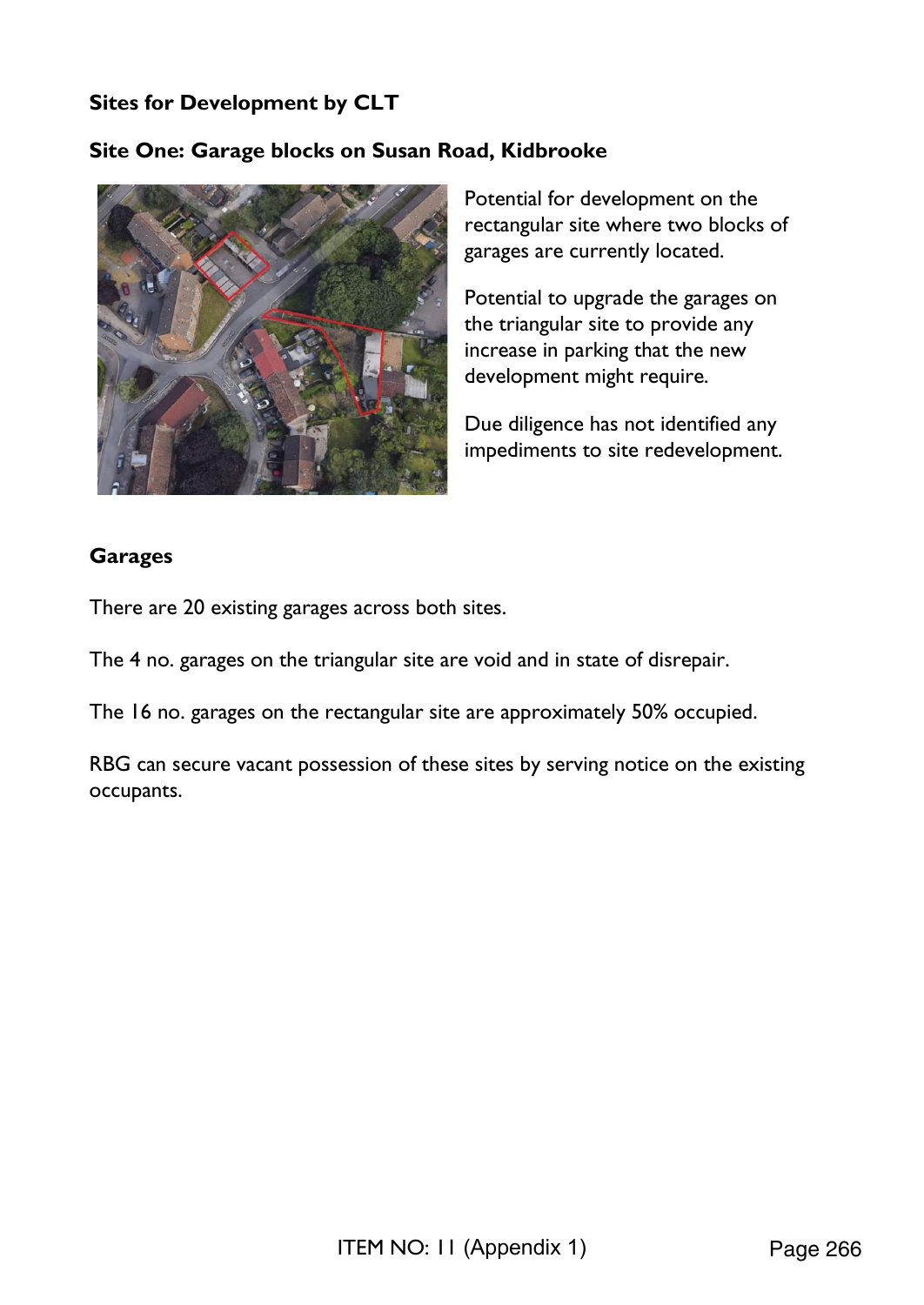**Sites for Development by CLT**

**Site One: Garage blocks on Susan Road, Kidbrooke**

Potential for development on the rectangular site where two blocks of garages are currently located.

Potential to upgrade the garages on the triangular site to provide any increase in parking that the new development might require.

Due diligence has not identified any impediments to site redevelopment.

**Garages**

There are 20 existing garages across both sites.

The 4 no. garages on the triangular site are void and in state of disrepair.

The 16 no. garages on the rectangular site are approximately 50% occupied.

RBG can secure vacant possession of these sites by serving notice on the existing occupants.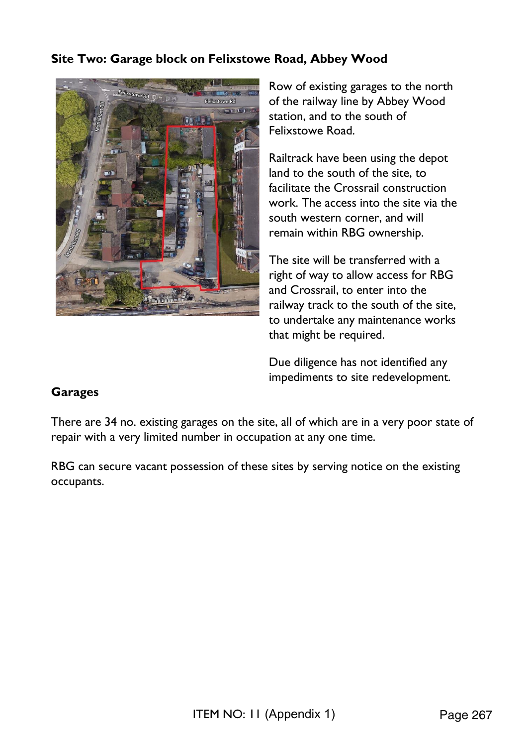**Site Two: Garage block on Felixstowe Road, Abbey Wood**

Row of existing garages to the north of the railway line by Abbey Wood station, and to the south of Felixstowe Road.

Railtrack have been using the depot land to the south of the site, to facilitate the Crossrail construction work. The access into the site via the south western corner, and will remain within RBG ownership.

The site will be transferred with a right of way to allow access for RBG and Crossrail, to enter into the railway track to the south of the site, to undertake any maintenance works that might be required.

Due diligence has not identified any impediments to site redevelopment.

**Garages**

There are 34 no. existing garages on the site, all of which are in a very poor state of repair with a very limited number in occupation at any one time.

RBG can secure vacant possession of these sites by serving notice on the existing occupants.